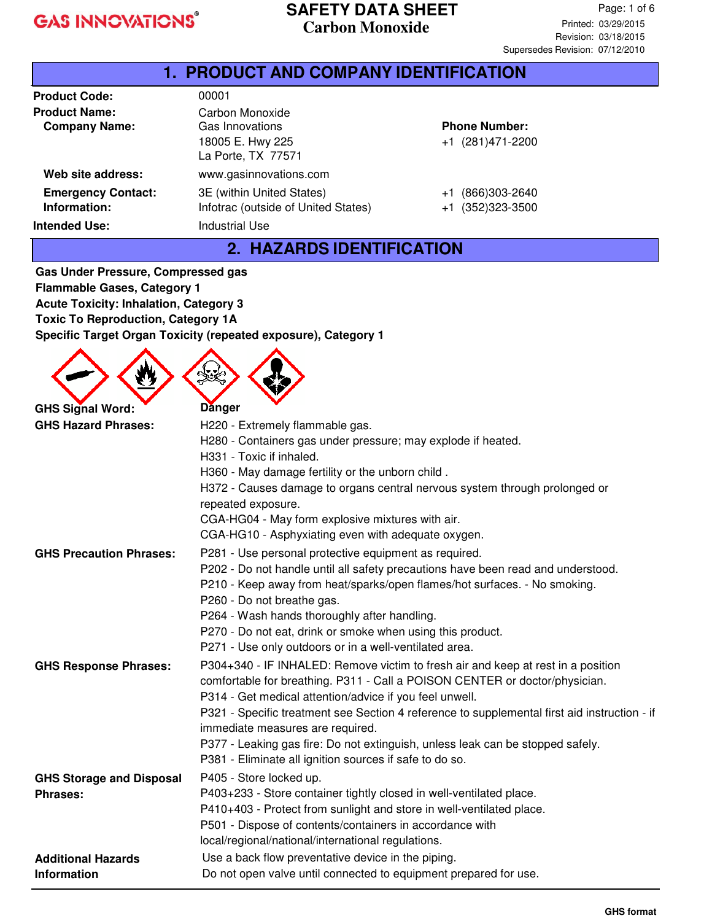GAS INNOVATIONS®

# SAFETY DATA SHEET
## Carbon Monoxide

Revision: 03/18/2015
Supersedes Revision: 07/12/2010

## 1. PRODUCT AND COMPANY IDENTIFICATION

**Product Code:** 00001

**Product Name:** Carbon Monoxide

**Company Name:** Gas Innovations
18005 E. Hwy 225
La Porte, TX 77571

**Phone Number:** +1 (281)471-2200

**Web site address:** www.gasinnovations.com

**Emergency Contact: Information:**
3E (within United States) +1 (866)303-2640
Infotrac (outside of United States) +1 (352)323-3500

**Intended Use:** Industrial Use

## 2. HAZARDS IDENTIFICATION

**Gas Under Pressure, Compressed gas**
**Flammable Gases, Category 1**
**Acute Toxicity: Inhalation, Category 3**
**Toxic To Reproduction, Category 1A**
**Specific Target Organ Toxicity (repeated exposure), Category 1**

**GHS Signal Word:** **Danger**

**GHS Hazard Phrases:**
H220 - Extremely flammable gas.
H280 - Containers gas under pressure; may explode if heated.
H331 - Toxic if inhaled.
H360 - May damage fertility or the unborn child .
H372 - Causes damage to organs central nervous system through prolonged or repeated exposure.
CGA-HG04 - May form explosive mixtures with air.
CGA-HG10 - Asphyxiating even with adequate oxygen.

**GHS Precaution Phrases:**
P281 - Use personal protective equipment as required.
P202 - Do not handle until all safety precautions have been read and understood.
P210 - Keep away from heat/sparks/open flames/hot surfaces. - No smoking.
P260 - Do not breathe gas.
P264 - Wash hands thoroughly after handling.
P270 - Do not eat, drink or smoke when using this product.
P271 - Use only outdoors or in a well-ventilated area.

**GHS Response Phrases:**
P304+340 - IF INHALED: Remove victim to fresh air and keep at rest in a position comfortable for breathing. P311 - Call a POISON CENTER or doctor/physician.
P314 - Get medical attention/advice if you feel unwell.
P321 - Specific treatment see Section 4 reference to supplemental first aid instruction - if immediate measures are required.
P377 - Leaking gas fire: Do not extinguish, unless leak can be stopped safely.
P381 - Eliminate all ignition sources if safe to do so.

**GHS Storage and Disposal Phrases:**
P405 - Store locked up.
P403+233 - Store container tightly closed in well-ventilated place.
P410+403 - Protect from sunlight and store in well-ventilated place.
P501 - Dispose of contents/containers in accordance with local/regional/national/international regulations.

**Additional Hazards Information**
Use a back flow preventative device in the piping.
Do not open valve until connected to equipment prepared for use.

GHS format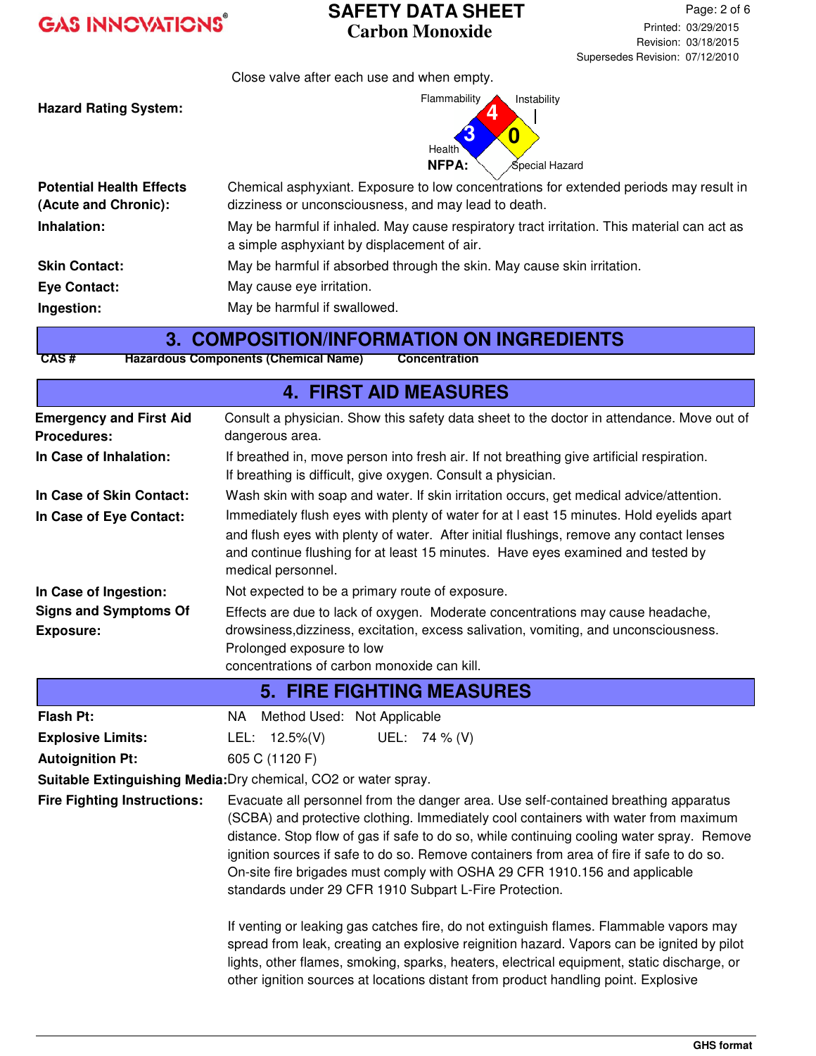Close valve after each use and when empty.

**Hazard Rating System:**

NFPA: Flammability 4, Health 3, Instability 0, Special Hazard

| | |
|---|---|
| **Potential Health Effects (Acute and Chronic):** | Chemical asphyxiant. Exposure to low concentrations for extended periods may result in dizziness or unconsciousness, and may lead to death. |
| **Inhalation:** | May be harmful if inhaled. May cause respiratory tract irritation. This material can act as a simple asphyxiant by displacement of air. |
| **Skin Contact:** | May be harmful if absorbed through the skin. May cause skin irritation. |
| **Eye Contact:** | May cause eye irritation. |
| **Ingestion:** | May be harmful if swallowed. |

## 3. COMPOSITION/INFORMATION ON INGREDIENTS

| CAS # | Hazardous Components (Chemical Name) | Concentration |
|---|---|---|

## 4. FIRST AID MEASURES

| | |
|---|---|
| **Emergency and First Aid Procedures:** | Consult a physician. Show this safety data sheet to the doctor in attendance. Move out of dangerous area. |
| **In Case of Inhalation:** | If breathed in, move person into fresh air. If not breathing give artificial respiration. If breathing is difficult, give oxygen. Consult a physician. |
| **In Case of Skin Contact:** | Wash skin with soap and water. If skin irritation occurs, get medical advice/attention. |
| **In Case of Eye Contact:** | Immediately flush eyes with plenty of water for at l east 15 minutes. Hold eyelids apart and flush eyes with plenty of water. After initial flushings, remove any contact lenses and continue flushing for at least 15 minutes. Have eyes examined and tested by medical personnel. |
| **In Case of Ingestion:** | Not expected to be a primary route of exposure. |
| **Signs and Symptoms Of Exposure:** | Effects are due to lack of oxygen. Moderate concentrations may cause headache, drowsiness,dizziness, excitation, excess salivation, vomiting, and unconsciousness. Prolonged exposure to low concentrations of carbon monoxide can kill. |

## 5. FIRE FIGHTING MEASURES

| | |
|---|---|
| **Flash Pt:** | NA Method Used: Not Applicable |
| **Explosive Limits:** | LEL: 12.5%(V) UEL: 74 % (V) |
| **Autoignition Pt:** | 605 C (1120 F) |
| **Suitable Extinguishing Media:** | Dry chemical, $CO_2$ or water spray. |
| **Fire Fighting Instructions:** | Evacuate all personnel from the danger area. Use self-contained breathing apparatus (SCBA) and protective clothing. Immediately cool containers with water from maximum distance. Stop flow of gas if safe to do so, while continuing cooling water spray. Remove ignition sources if safe to do so. Remove containers from area of fire if safe to do so. On-site fire brigades must comply with OSHA 29 CFR 1910.156 and applicable standards under 29 CFR 1910 Subpart L-Fire Protection.<br><br>If venting or leaking gas catches fire, do not extinguish flames. Flammable vapors may spread from leak, creating an explosive reignition hazard. Vapors can be ignited by pilot lights, other flames, smoking, sparks, heaters, electrical equipment, static discharge, or other ignition sources at locations distant from product handling point. Explosive |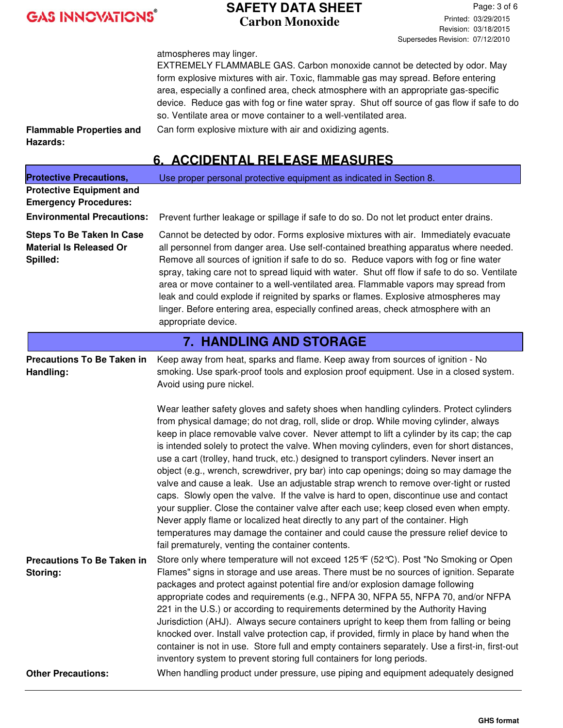| | |
|---|---|
| | atmospheres may linger. EXTREMELY FLAMMABLE GAS. Carbon monoxide cannot be detected by odor. May form explosive mixtures with air. Toxic, flammable gas may spread. Before entering area, especially a confined area, check atmosphere with an appropriate gas-specific device. Reduce gas with fog or fine water spray. Shut off source of gas flow if safe to do so. Ventilate area or move container to a well-ventilated area. |
| **Flammable Properties and Hazards:** | Can form explosive mixture with air and oxidizing agents. |

## 6. ACCIDENTAL RELEASE MEASURES

| | |
|---|---|
| **Protective Precautions, Protective Equipment and Emergency Procedures:** | Use proper personal protective equipment as indicated in Section 8. |
| **Environmental Precautions:** | Prevent further leakage or spillage if safe to do so. Do not let product enter drains. |
| **Steps To Be Taken In Case Material Is Released Or Spilled:** | Cannot be detected by odor. Forms explosive mixtures with air. Immediately evacuate all personnel from danger area. Use self-contained breathing apparatus where needed. Remove all sources of ignition if safe to do so. Reduce vapors with fog or fine water spray, taking care not to spread liquid with water. Shut off flow if safe to do so. Ventilate area or move container to a well-ventilated area. Flammable vapors may spread from leak and could explode if reignited by sparks or flames. Explosive atmospheres may linger. Before entering area, especially confined areas, check atmosphere with an appropriate device. |

## 7. HANDLING AND STORAGE

| | |
|---|---|
| **Precautions To Be Taken in Handling:** | Keep away from heat, sparks and flame. Keep away from sources of ignition - No smoking. Use spark-proof tools and explosion proof equipment. Use in a closed system. Avoid using pure nickel.<br><br>Wear leather safety gloves and safety shoes when handling cylinders. Protect cylinders from physical damage; do not drag, roll, slide or drop. While moving cylinder, always keep in place removable valve cover. Never attempt to lift a cylinder by its cap; the cap is intended solely to protect the valve. When moving cylinders, even for short distances, use a cart (trolley, hand truck, etc.) designed to transport cylinders. Never insert an object (e.g., wrench, screwdriver, pry bar) into cap openings; doing so may damage the valve and cause a leak. Use an adjustable strap wrench to remove over-tight or rusted caps. Slowly open the valve. If the valve is hard to open, discontinue use and contact your supplier. Close the container valve after each use; keep closed even when empty. Never apply flame or localized heat directly to any part of the container. High temperatures may damage the container and could cause the pressure relief device to fail prematurely, venting the container contents. |
| **Precautions To Be Taken in Storing:** | Store only where temperature will not exceed 125℉ (52℃). Post "No Smoking or Open Flames" signs in storage and use areas. There must be no sources of ignition. Separate packages and protect against potential fire and/or explosion damage following appropriate codes and requirements (e.g., NFPA 30, NFPA 55, NFPA 70, and/or NFPA 221 in the U.S.) or according to requirements determined by the Authority Having Jurisdiction (AHJ). Always secure containers upright to keep them from falling or being knocked over. Install valve protection cap, if provided, firmly in place by hand when the container is not in use. Store full and empty containers separately. Use a first-in, first-out inventory system to prevent storing full containers for long periods. |
| **Other Precautions:** | When handling product under pressure, use piping and equipment adequately designed |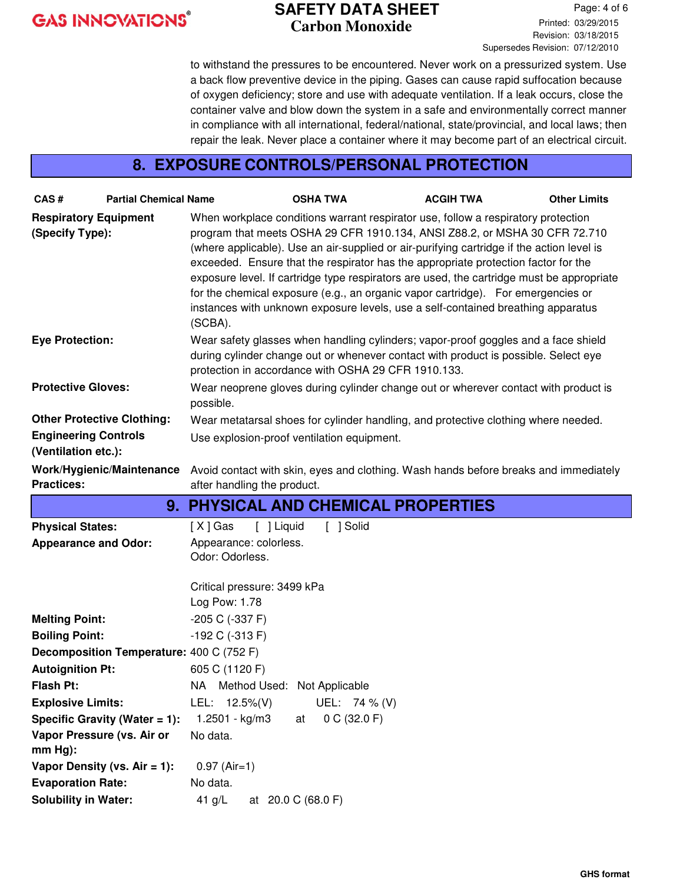to withstand the pressures to be encountered. Never work on a pressurized system. Use a back flow preventive device in the piping. Gases can cause rapid suffocation because of oxygen deficiency; store and use with adequate ventilation. If a leak occurs, close the container valve and blow down the system in a safe and environmentally correct manner in compliance with all international, federal/national, state/provincial, and local laws; then repair the leak. Never place a container where it may become part of an electrical circuit.

## 8. EXPOSURE CONTROLS/PERSONAL PROTECTION

| CAS # | Partial Chemical Name | OSHA TWA | ACGIH TWA | Other Limits |
|---|---|---|---|---|

**Respiratory Equipment (Specify Type):** When workplace conditions warrant respirator use, follow a respiratory protection program that meets OSHA 29 CFR 1910.134, ANSI Z88.2, or MSHA 30 CFR 72.710 (where applicable). Use an air-supplied or air-purifying cartridge if the action level is exceeded. Ensure that the respirator has the appropriate protection factor for the exposure level. If cartridge type respirators are used, the cartridge must be appropriate for the chemical exposure (e.g., an organic vapor cartridge). For emergencies or instances with unknown exposure levels, use a self-contained breathing apparatus (SCBA).

**Eye Protection:** Wear safety glasses when handling cylinders; vapor-proof goggles and a face shield during cylinder change out or whenever contact with product is possible. Select eye protection in accordance with OSHA 29 CFR 1910.133.

**Protective Gloves:** Wear neoprene gloves during cylinder change out or wherever contact with product is possible.

**Other Protective Clothing:** Wear metatarsal shoes for cylinder handling, and protective clothing where needed.

**Engineering Controls (Ventilation etc.):** Use explosion-proof ventilation equipment.

**Work/Hygienic/Maintenance Practices:** Avoid contact with skin, eyes and clothing. Wash hands before breaks and immediately after handling the product.

## 9. PHYSICAL AND CHEMICAL PROPERTIES

**Physical States:** [ X ] Gas [ ] Liquid [ ] Solid

**Appearance and Odor:** Appearance: colorless.
Odor: Odorless.

Critical pressure: 3499 kPa
Log Pow: 1.78

**Melting Point:** -205 C (-337 F)

**Boiling Point:** -192 C (-313 F)

**Decomposition Temperature:** 400 C (752 F)

**Autoignition Pt:** 605 C (1120 F)

**Flash Pt:** NA Method Used: Not Applicable

**Explosive Limits:** LEL: 12.5%(V) UEL: 74 % (V)

**Specific Gravity (Water = 1):** 1.2501 - kg/m3 at 0 C (32.0 F)

**Vapor Pressure (vs. Air or mm Hg):** No data.

**Vapor Density (vs. Air = 1):** 0.97 (Air=1)

**Evaporation Rate:** No data.

**Solubility in Water:** 41 g/L at 20.0 C (68.0 F)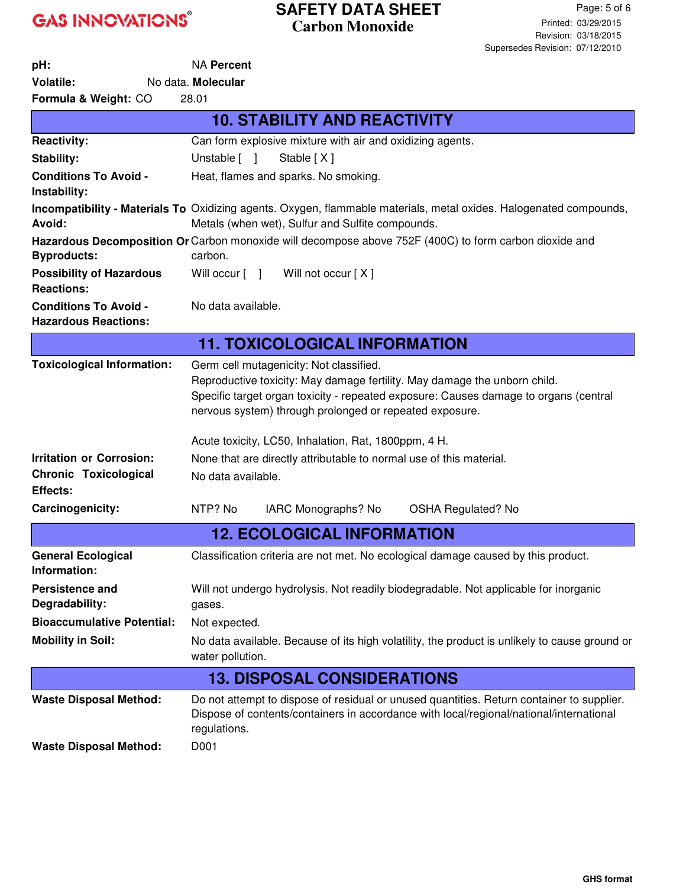pH: NA **Percent**
**Volatile:** No data. **Molecular**
**Formula & Weight:** CO 28.01

## 10. STABILITY AND REACTIVITY

**Reactivity:** Can form explosive mixture with air and oxidizing agents.

**Stability:** Unstable [ ] Stable [ X ]

**Conditions To Avoid - Instability:** Heat, flames and sparks. No smoking.

**Incompatibility - Materials To Avoid:** Oxidizing agents. Oxygen, flammable materials, metal oxides. Halogenated compounds, Metals (when wet), Sulfur and Sulfite compounds.

**Hazardous Decomposition Or Byproducts:** Carbon monoxide will decompose above 752F (400C) to form carbon dioxide and carbon.

**Possibility of Hazardous Reactions:** Will occur [ ] Will not occur [ X ]

**Conditions To Avoid - Hazardous Reactions:** No data available.

## 11. TOXICOLOGICAL INFORMATION

**Toxicological Information:** Germ cell mutagenicity: Not classified.
Reproductive toxicity: May damage fertility. May damage the unborn child.
Specific target organ toxicity - repeated exposure: Causes damage to organs (central nervous system) through prolonged or repeated exposure.

Acute toxicity, LC50, Inhalation, Rat, 1800ppm, 4 H.

**Irritation or Corrosion:** None that are directly attributable to normal use of this material.

**Chronic Toxicological Effects:** No data available.

**Carcinogenicity:** NTP? No IARC Monographs? No OSHA Regulated? No

## 12. ECOLOGICAL INFORMATION

**General Ecological Information:** Classification criteria are not met. No ecological damage caused by this product.

**Persistence and Degradability:** Will not undergo hydrolysis. Not readily biodegradable. Not applicable for inorganic gases.

**Bioaccumulative Potential:** Not expected.

**Mobility in Soil:** No data available. Because of its high volatility, the product is unlikely to cause ground or water pollution.

## 13. DISPOSAL CONSIDERATIONS

**Waste Disposal Method:** Do not attempt to dispose of residual or unused quantities. Return container to supplier. Dispose of contents/containers in accordance with local/regional/national/international regulations.

**Waste Disposal Method:** D001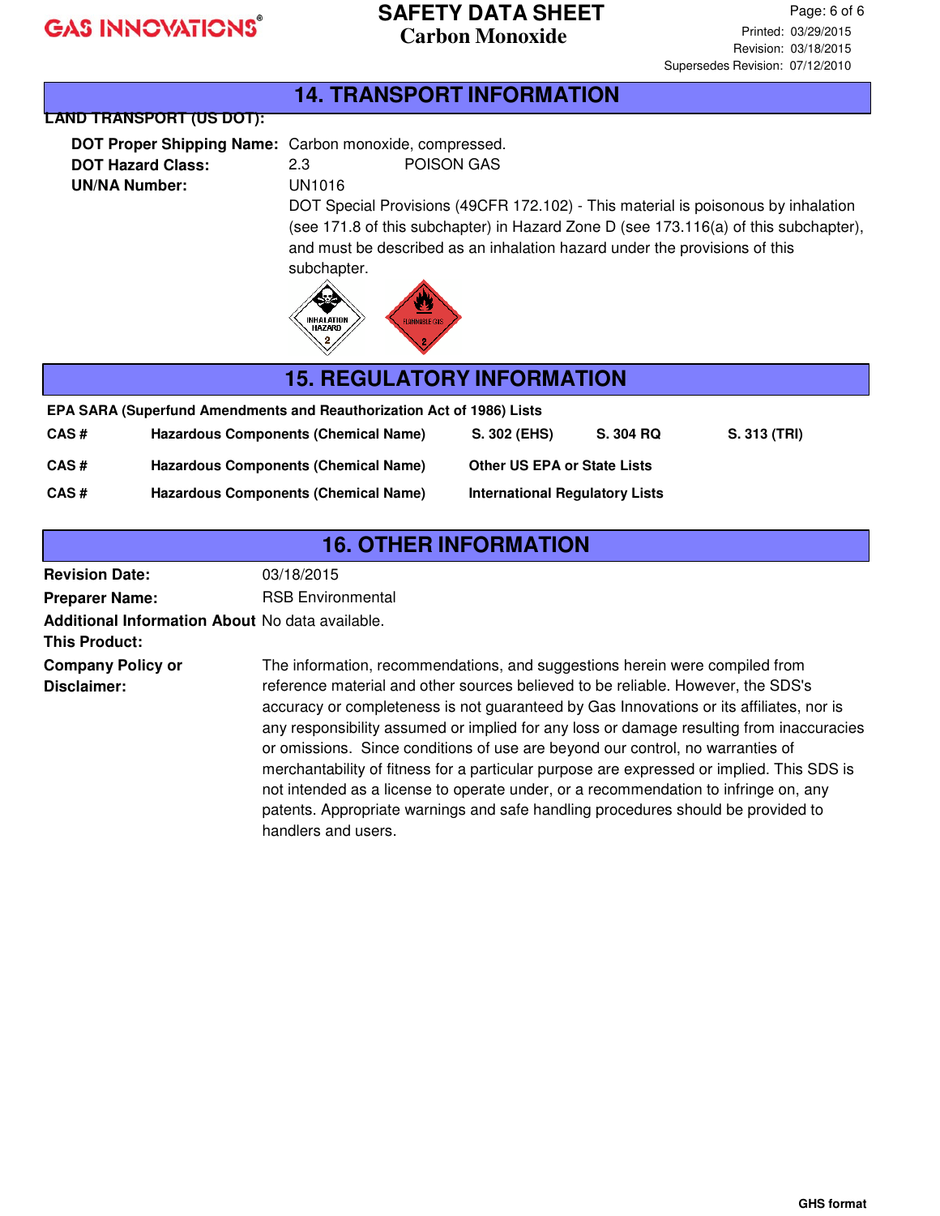## 14. TRANSPORT INFORMATION

**LAND TRANSPORT (US DOT):**

| | |
|---|---|
| **DOT Proper Shipping Name:** | Carbon monoxide, compressed. |
| **DOT Hazard Class:** | 2.3 POISON GAS |
| **UN/NA Number:** | UN1016 |

DOT Special Provisions (49CFR 172.102) - This material is poisonous by inhalation (see 171.8 of this subchapter) in Hazard Zone D (see 173.116(a) of this subchapter), and must be described as an inhalation hazard under the provisions of this subchapter.

INHALATION HAZARD 2

FLAMMABLE GAS 2

## 15. REGULATORY INFORMATION

**EPA SARA (Superfund Amendments and Reauthorization Act of 1986) Lists**

| CAS # | Hazardous Components (Chemical Name) | S. 302 (EHS) | S. 304 RQ | S. 313 (TRI) |
|---|---|---|---|---|

| CAS # | Hazardous Components (Chemical Name) | Other US EPA or State Lists |
|---|---|---|

| CAS # | Hazardous Components (Chemical Name) | International Regulatory Lists |
|---|---|---|

## 16. OTHER INFORMATION

**Revision Date:** 03/18/2015

**Preparer Name:** RSB Environmental

**Additional Information About This Product:** No data available.

**Company Policy or Disclaimer:** The information, recommendations, and suggestions herein were compiled from reference material and other sources believed to be reliable. However, the SDS's accuracy or completeness is not guaranteed by Gas Innovations or its affiliates, nor is any responsibility assumed or implied for any loss or damage resulting from inaccuracies or omissions. Since conditions of use are beyond our control, no warranties of merchantability of fitness for a particular purpose are expressed or implied. This SDS is not intended as a license to operate under, or a recommendation to infringe on, any patents. Appropriate warnings and safe handling procedures should be provided to handlers and users.